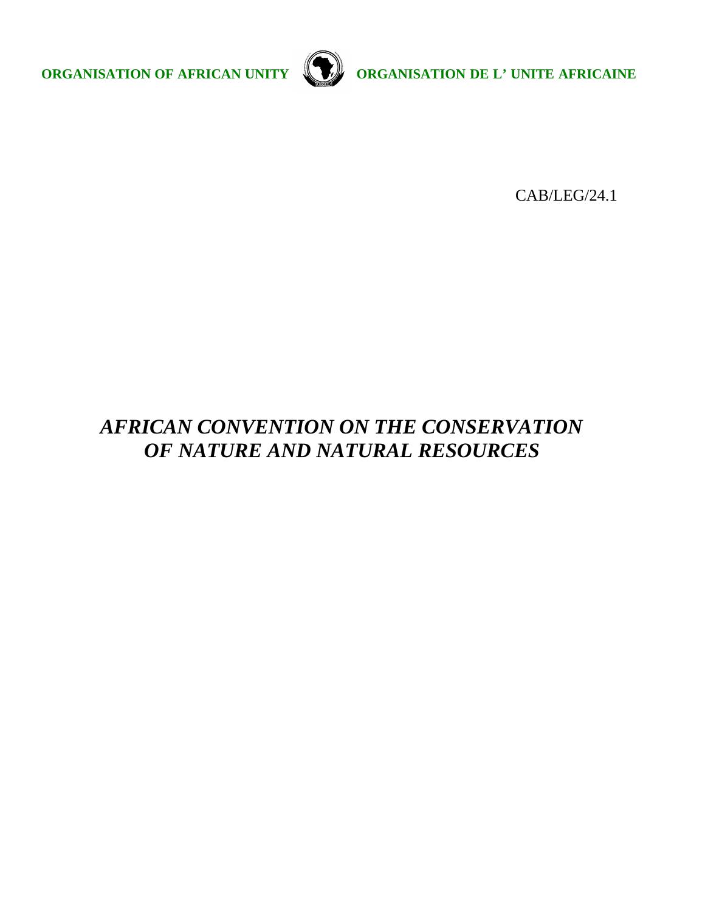**ORGANISATION OF AFRICAN UNITY** **ORGANISATION DE L' UNITE AFRICAINE**

CAB/LEG/24.1

# *AFRICAN CONVENTION ON THE CONSERVATION OF NATURE AND NATURAL RESOURCES*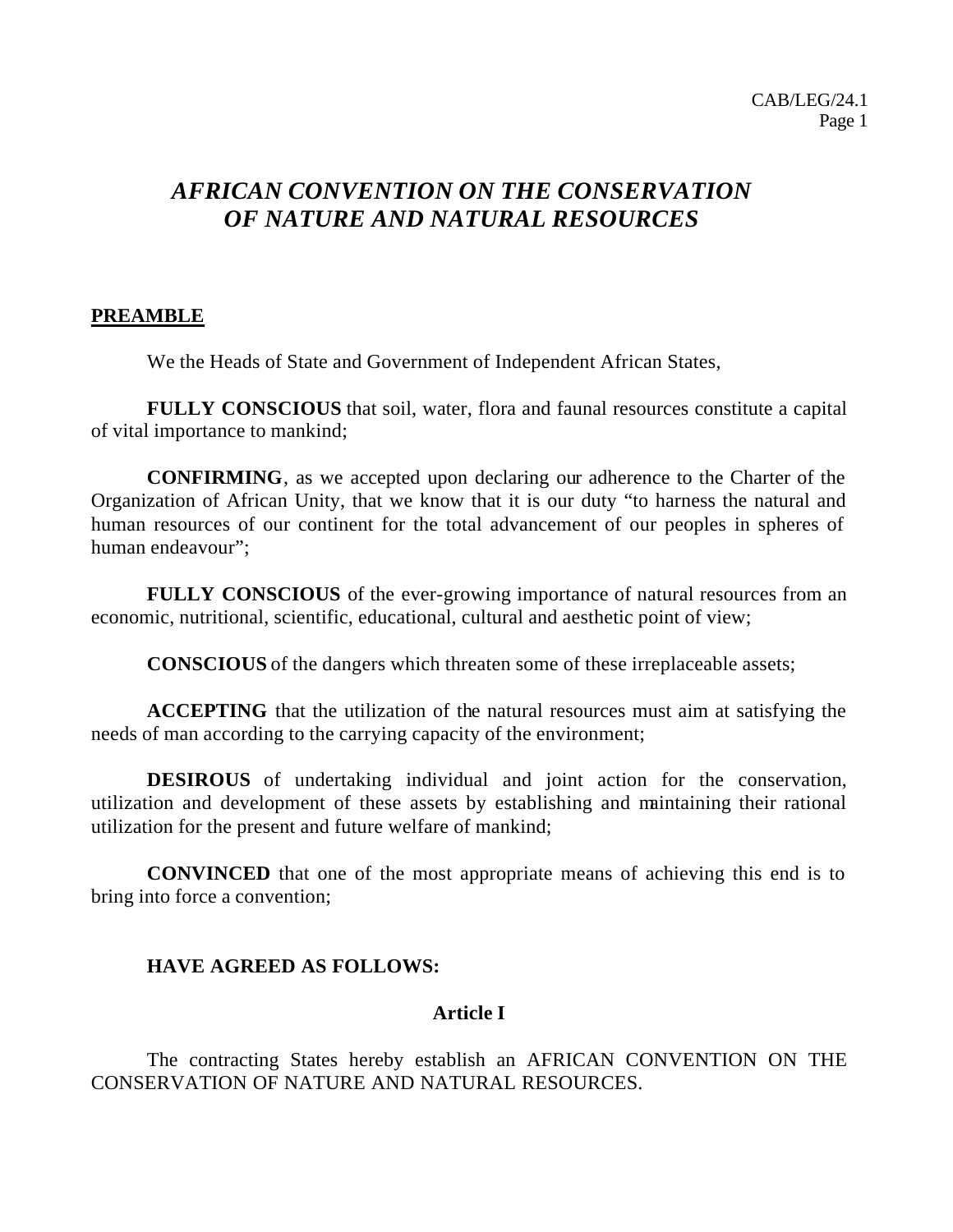# *AFRICAN CONVENTION ON THE CONSERVATION OF NATURE AND NATURAL RESOURCES*

## PREAMBLE

We the Heads of State and Government of Independent African States,

**FULLY CONSCIOUS** that soil, water, flora and faunal resources constitute a capital of vital importance to mankind;

**CONFIRMING**, as we accepted upon declaring our adherence to the Charter of the Organization of African Unity, that we know that it is our duty "to harness the natural and human resources of our continent for the total advancement of our peoples in spheres of human endeavour";

**FULLY CONSCIOUS** of the ever-growing importance of natural resources from an economic, nutritional, scientific, educational, cultural and aesthetic point of view;

**CONSCIOUS** of the dangers which threaten some of these irreplaceable assets;

**ACCEPTING** that the utilization of the natural resources must aim at satisfying the needs of man according to the carrying capacity of the environment;

**DESIROUS** of undertaking individual and joint action for the conservation, utilization and development of these assets by establishing and maintaining their rational utilization for the present and future welfare of mankind;

**CONVINCED** that one of the most appropriate means of achieving this end is to bring into force a convention;

**HAVE AGREED AS FOLLOWS:**

### Article I

The contracting States hereby establish an AFRICAN CONVENTION ON THE CONSERVATION OF NATURE AND NATURAL RESOURCES.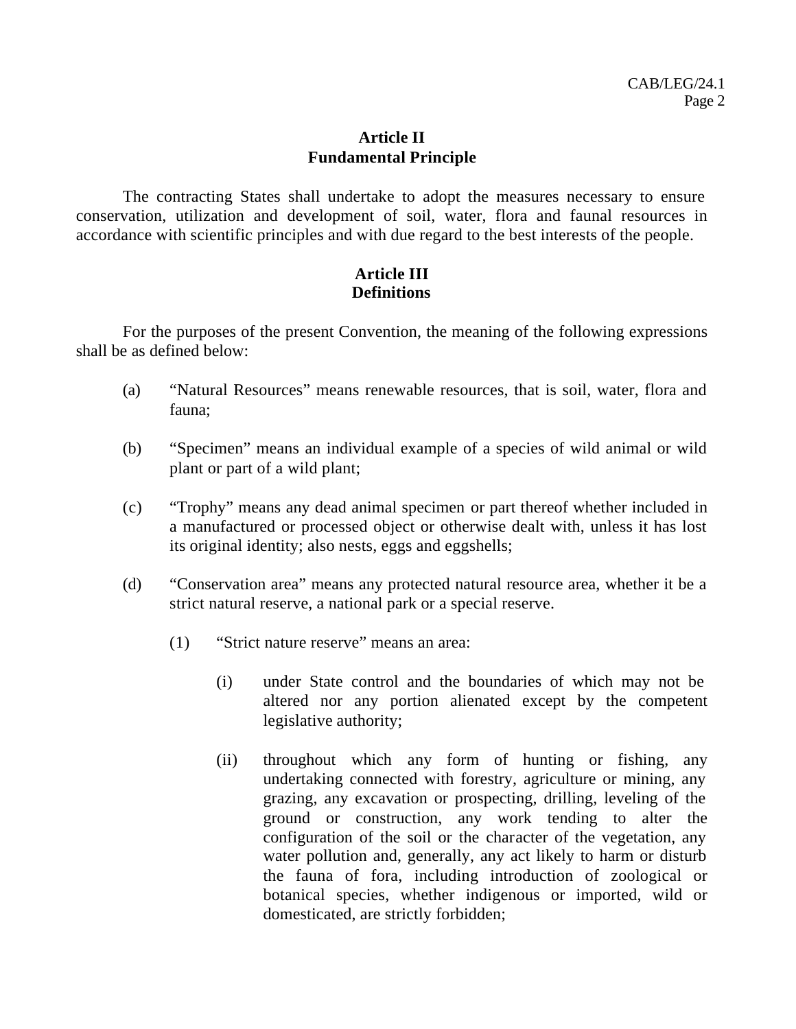## Article II
## Fundamental Principle

The contracting States shall undertake to adopt the measures necessary to ensure conservation, utilization and development of soil, water, flora and faunal resources in accordance with scientific principles and with due regard to the best interests of the people.

## Article III
## Definitions

For the purposes of the present Convention, the meaning of the following expressions shall be as defined below:

(a) “Natural Resources” means renewable resources, that is soil, water, flora and fauna;

(b) “Specimen” means an individual example of a species of wild animal or wild plant or part of a wild plant;

(c) “Trophy” means any dead animal specimen or part thereof whether included in a manufactured or processed object or otherwise dealt with, unless it has lost its original identity; also nests, eggs and eggshells;

(d) “Conservation area” means any protected natural resource area, whether it be a strict natural reserve, a national park or a special reserve.

   (1) “Strict nature reserve” means an area:

      (i) under State control and the boundaries of which may not be altered nor any portion alienated except by the competent legislative authority;

      (ii) throughout which any form of hunting or fishing, any undertaking connected with forestry, agriculture or mining, any grazing, any excavation or prospecting, drilling, leveling of the ground or construction, any work tending to alter the configuration of the soil or the character of the vegetation, any water pollution and, generally, any act likely to harm or disturb the fauna of fora, including introduction of zoological or botanical species, whether indigenous or imported, wild or domesticated, are strictly forbidden;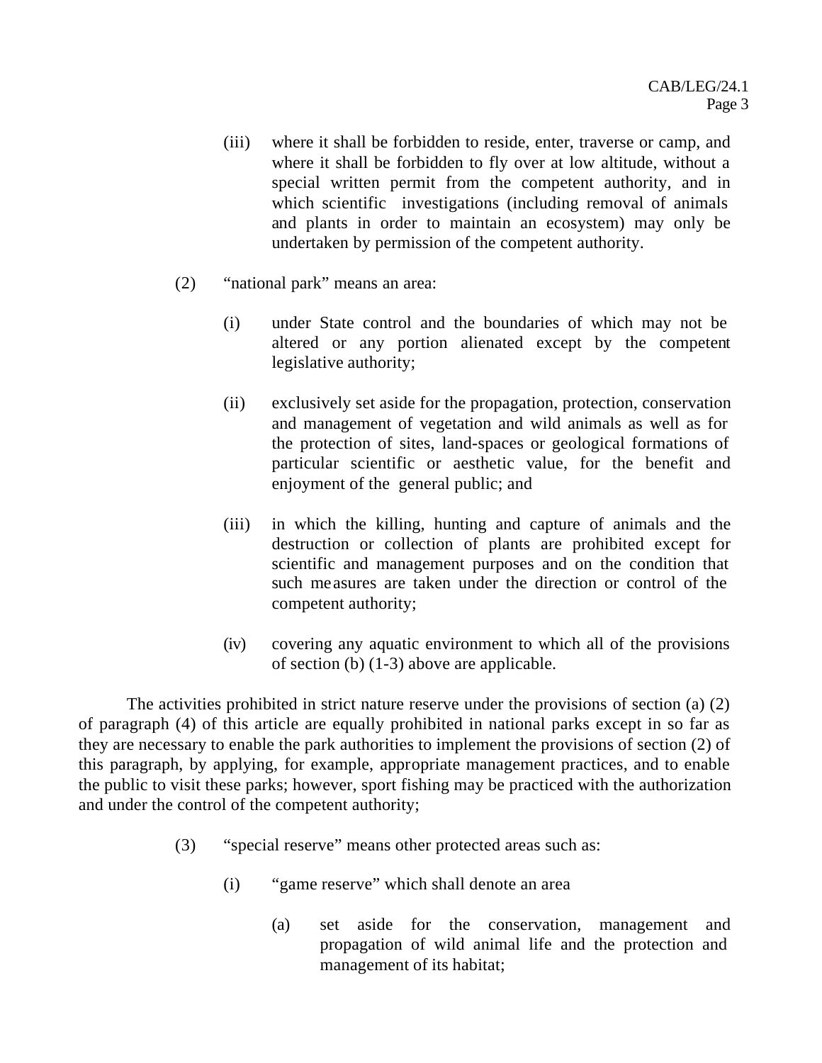(iii) where it shall be forbidden to reside, enter, traverse or camp, and where it shall be forbidden to fly over at low altitude, without a special written permit from the competent authority, and in which scientific investigations (including removal of animals and plants in order to maintain an ecosystem) may only be undertaken by permission of the competent authority.

(2) "national park" means an area:

(i) under State control and the boundaries of which may not be altered or any portion alienated except by the competent legislative authority;

(ii) exclusively set aside for the propagation, protection, conservation and management of vegetation and wild animals as well as for the protection of sites, land-spaces or geological formations of particular scientific or aesthetic value, for the benefit and enjoyment of the general public; and

(iii) in which the killing, hunting and capture of animals and the destruction or collection of plants are prohibited except for scientific and management purposes and on the condition that such measures are taken under the direction or control of the competent authority;

(iv) covering any aquatic environment to which all of the provisions of section (b) (1-3) above are applicable.

The activities prohibited in strict nature reserve under the provisions of section (a) (2) of paragraph (4) of this article are equally prohibited in national parks except in so far as they are necessary to enable the park authorities to implement the provisions of section (2) of this paragraph, by applying, for example, appropriate management practices, and to enable the public to visit these parks; however, sport fishing may be practiced with the authorization and under the control of the competent authority;

(3) "special reserve" means other protected areas such as:

(i) "game reserve" which shall denote an area

(a) set aside for the conservation, management and propagation of wild animal life and the protection and management of its habitat;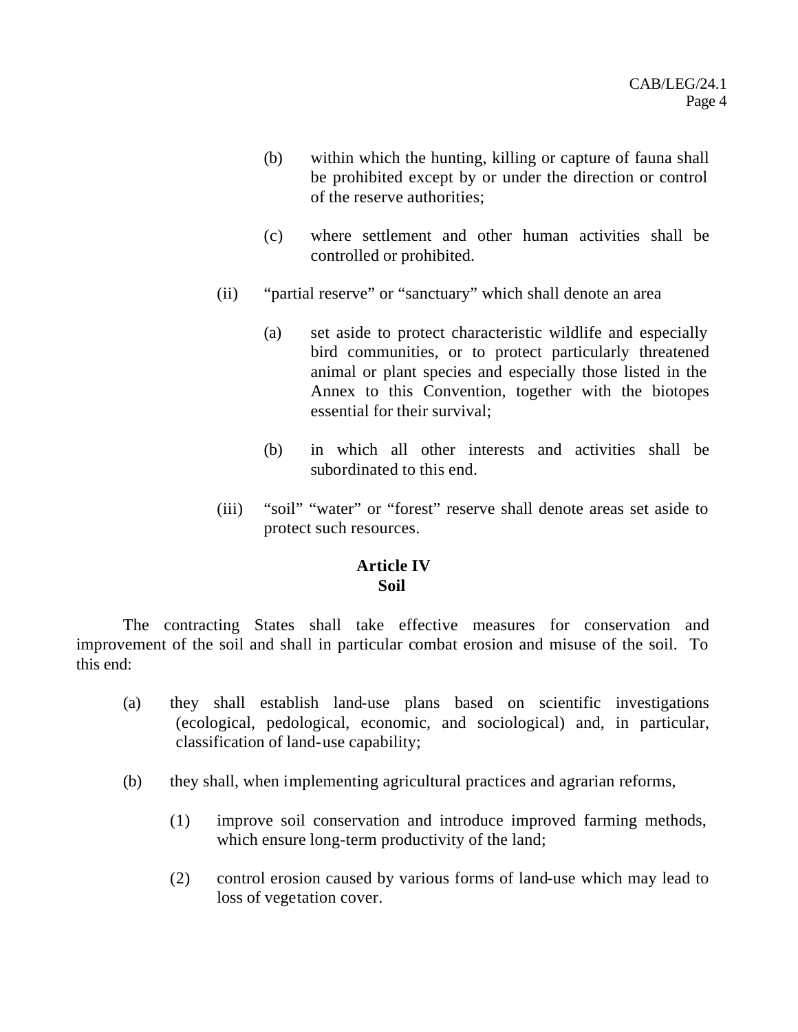(b) within which the hunting, killing or capture of fauna shall be prohibited except by or under the direction or control of the reserve authorities;

(c) where settlement and other human activities shall be controlled or prohibited.

(ii) "partial reserve" or "sanctuary" which shall denote an area

(a) set aside to protect characteristic wildlife and especially bird communities, or to protect particularly threatened animal or plant species and especially those listed in the Annex to this Convention, together with the biotopes essential for their survival;

(b) in which all other interests and activities shall be subordinated to this end.

(iii) "soil" "water" or "forest" reserve shall denote areas set aside to protect such resources.

**Article IV**
**Soil**

The contracting States shall take effective measures for conservation and improvement of the soil and shall in particular combat erosion and misuse of the soil. To this end:

(a) they shall establish land-use plans based on scientific investigations (ecological, pedological, economic, and sociological) and, in particular, classification of land-use capability;

(b) they shall, when implementing agricultural practices and agrarian reforms,

(1) improve soil conservation and introduce improved farming methods, which ensure long-term productivity of the land;

(2) control erosion caused by various forms of land-use which may lead to loss of vegetation cover.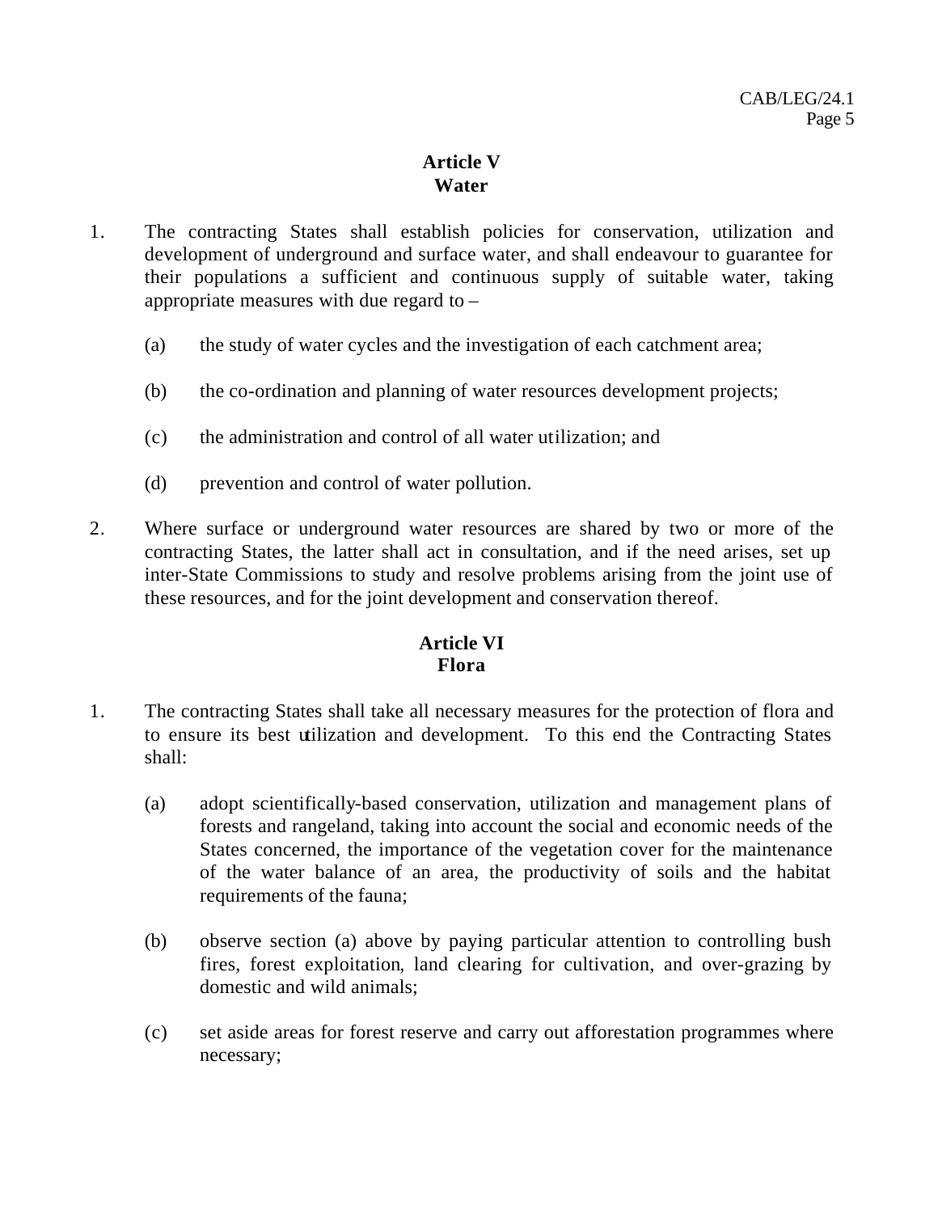## Article V
## Water

1. The contracting States shall establish policies for conservation, utilization and development of underground and surface water, and shall endeavour to guarantee for their populations a sufficient and continuous supply of suitable water, taking appropriate measures with due regard to –

    (a) the study of water cycles and the investigation of each catchment area;

    (b) the co-ordination and planning of water resources development projects;

    (c) the administration and control of all water utilization; and

    (d) prevention and control of water pollution.

2. Where surface or underground water resources are shared by two or more of the contracting States, the latter shall act in consultation, and if the need arises, set up inter-State Commissions to study and resolve problems arising from the joint use of these resources, and for the joint development and conservation thereof.

## Article VI
## Flora

1. The contracting States shall take all necessary measures for the protection of flora and to ensure its best utilization and development. To this end the Contracting States shall:

    (a) adopt scientifically-based conservation, utilization and management plans of forests and rangeland, taking into account the social and economic needs of the States concerned, the importance of the vegetation cover for the maintenance of the water balance of an area, the productivity of soils and the habitat requirements of the fauna;

    (b) observe section (a) above by paying particular attention to controlling bush fires, forest exploitation, land clearing for cultivation, and over-grazing by domestic and wild animals;

    (c) set aside areas for forest reserve and carry out afforestation programmes where necessary;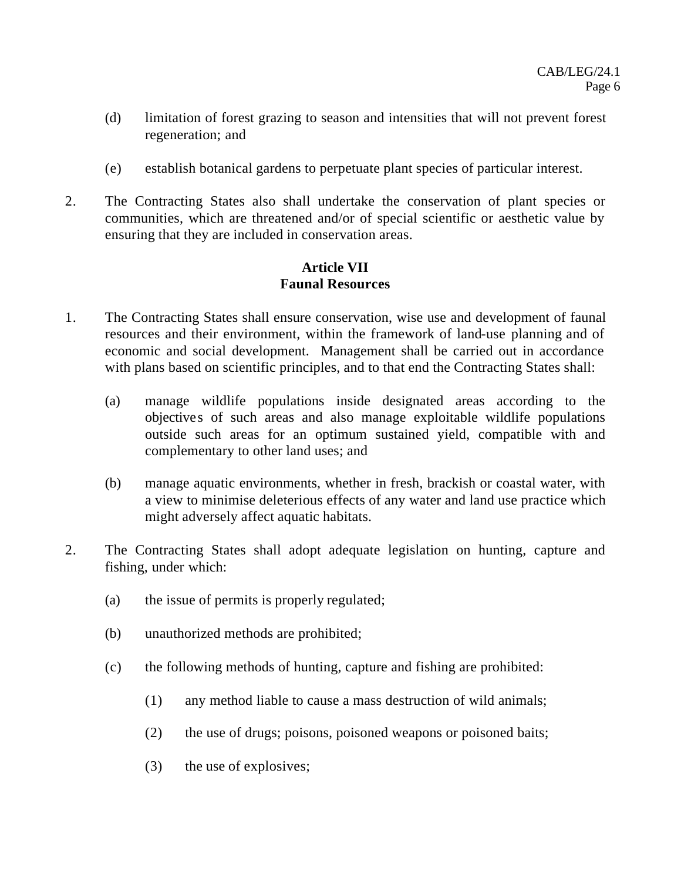(d) limitation of forest grazing to season and intensities that will not prevent forest regeneration; and

(e) establish botanical gardens to perpetuate plant species of particular interest.

2. The Contracting States also shall undertake the conservation of plant species or communities, which are threatened and/or of special scientific or aesthetic value by ensuring that they are included in conservation areas.

**Article VII**
**Faunal Resources**

1. The Contracting States shall ensure conservation, wise use and development of faunal resources and their environment, within the framework of land-use planning and of economic and social development. Management shall be carried out in accordance with plans based on scientific principles, and to that end the Contracting States shall:

   (a) manage wildlife populations inside designated areas according to the objectives of such areas and also manage exploitable wildlife populations outside such areas for an optimum sustained yield, compatible with and complementary to other land uses; and

   (b) manage aquatic environments, whether in fresh, brackish or coastal water, with a view to minimise deleterious effects of any water and land use practice which might adversely affect aquatic habitats.

2. The Contracting States shall adopt adequate legislation on hunting, capture and fishing, under which:

   (a) the issue of permits is properly regulated;

   (b) unauthorized methods are prohibited;

   (c) the following methods of hunting, capture and fishing are prohibited:

      (1) any method liable to cause a mass destruction of wild animals;

      (2) the use of drugs; poisons, poisoned weapons or poisoned baits;

      (3) the use of explosives;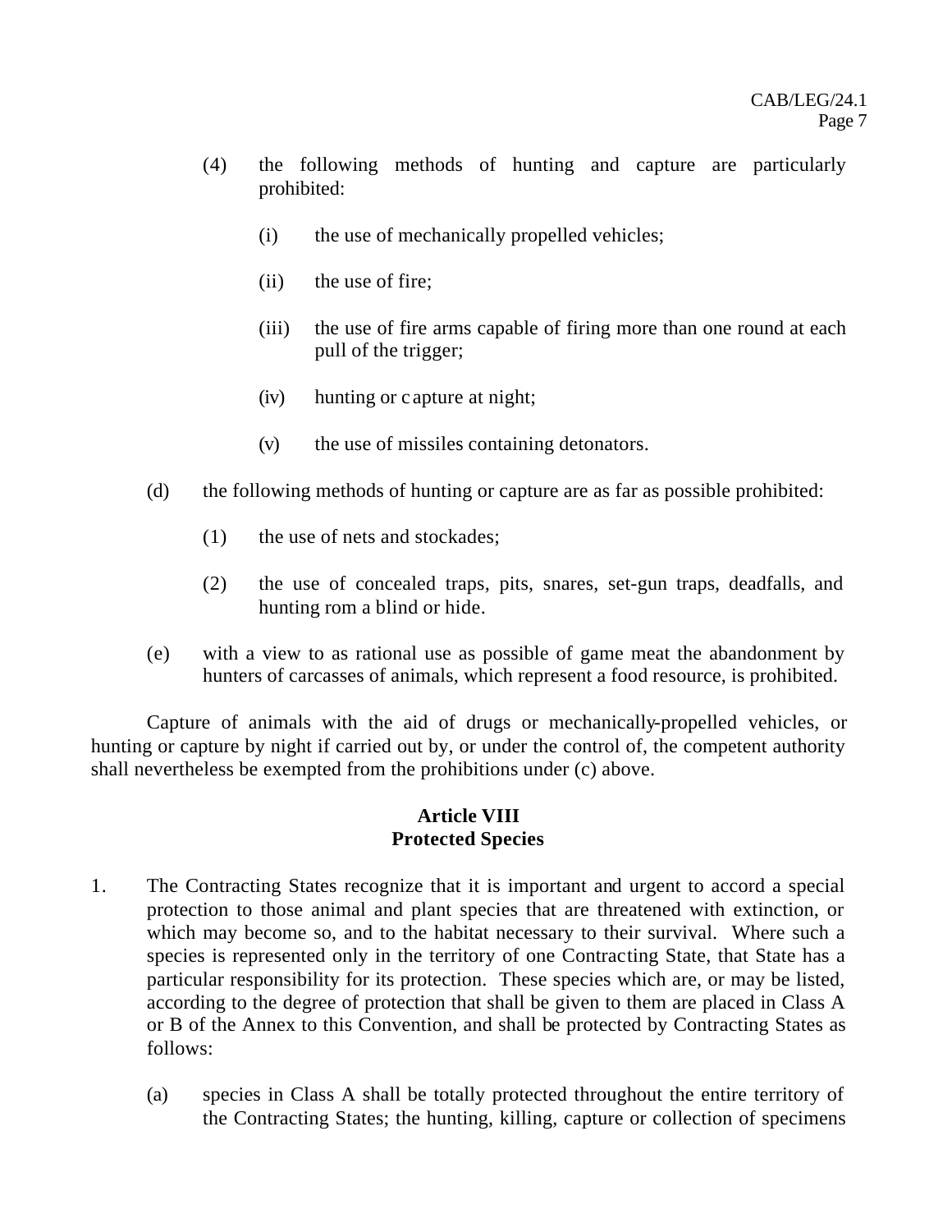(4) the following methods of hunting and capture are particularly prohibited:

   (i) the use of mechanically propelled vehicles;

   (ii) the use of fire;

   (iii) the use of fire arms capable of firing more than one round at each pull of the trigger;

   (iv) hunting or c apture at night;

   (v) the use of missiles containing detonators.

(d) the following methods of hunting or capture are as far as possible prohibited:

   (1) the use of nets and stockades;

   (2) the use of concealed traps, pits, snares, set-gun traps, deadfalls, and hunting rom a blind or hide.

(e) with a view to as rational use as possible of game meat the abandonment by hunters of carcasses of animals, which represent a food resource, is prohibited.

Capture of animals with the aid of drugs or mechanically-propelled vehicles, or hunting or capture by night if carried out by, or under the control of, the competent authority shall nevertheless be exempted from the prohibitions under (c) above.

**Article VIII**
**Protected Species**

1. The Contracting States recognize that it is important and urgent to accord a special protection to those animal and plant species that are threatened with extinction, or which may become so, and to the habitat necessary to their survival. Where such a species is represented only in the territory of one Contracting State, that State has a particular responsibility for its protection. These species which are, or may be listed, according to the degree of protection that shall be given to them are placed in Class A or B of the Annex to this Convention, and shall be protected by Contracting States as follows:

   (a) species in Class A shall be totally protected throughout the entire territory of the Contracting States; the hunting, killing, capture or collection of specimens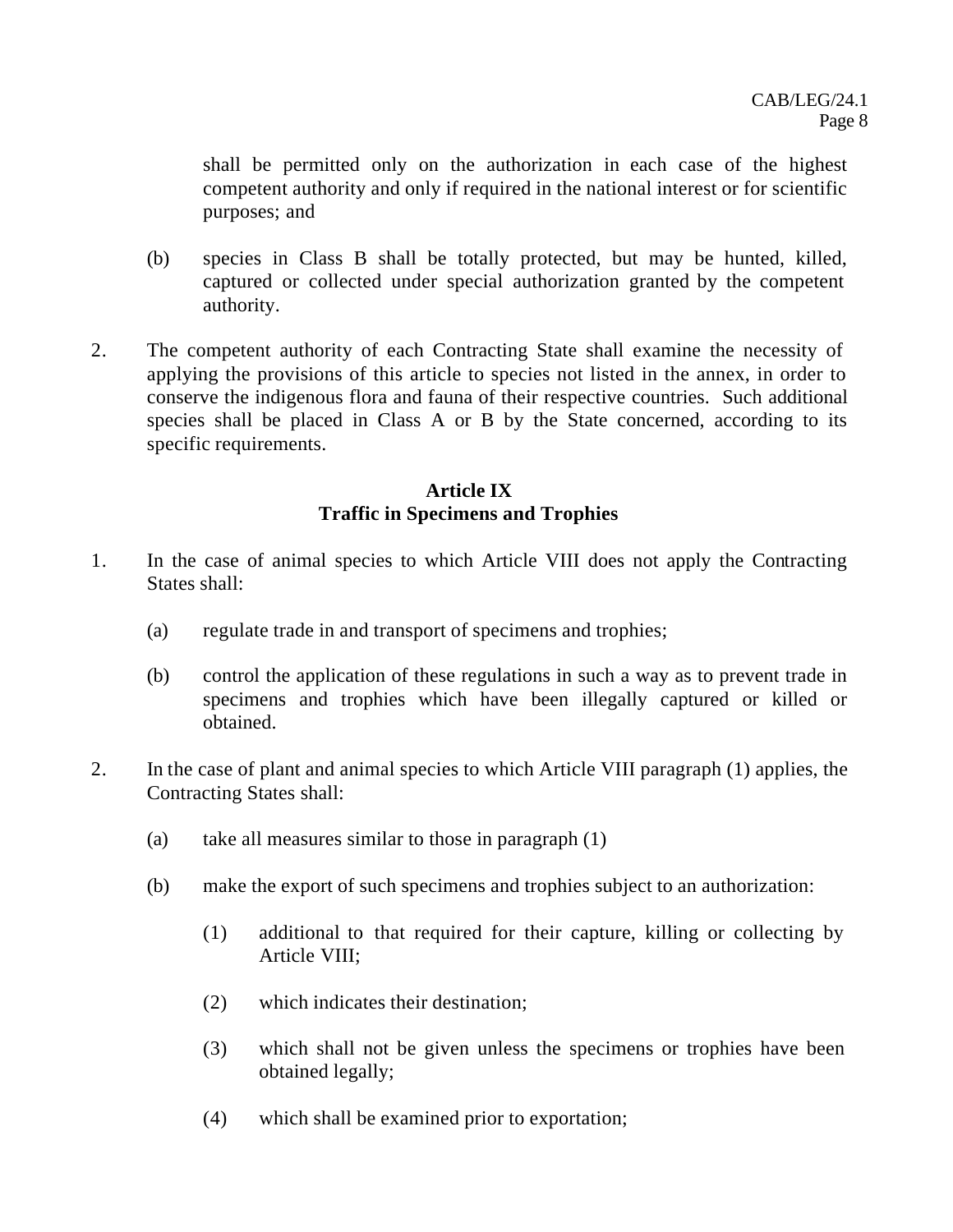shall be permitted only on the authorization in each case of the highest competent authority and only if required in the national interest or for scientific purposes; and

(b) species in Class B shall be totally protected, but may be hunted, killed, captured or collected under special authorization granted by the competent authority.

2. The competent authority of each Contracting State shall examine the necessity of applying the provisions of this article to species not listed in the annex, in order to conserve the indigenous flora and fauna of their respective countries. Such additional species shall be placed in Class A or B by the State concerned, according to its specific requirements.

**Article IX**
**Traffic in Specimens and Trophies**

1. In the case of animal species to which Article VIII does not apply the Contracting States shall:

   (a) regulate trade in and transport of specimens and trophies;

   (b) control the application of these regulations in such a way as to prevent trade in specimens and trophies which have been illegally captured or killed or obtained.

2. In the case of plant and animal species to which Article VIII paragraph (1) applies, the Contracting States shall:

   (a) take all measures similar to those in paragraph (1)

   (b) make the export of such specimens and trophies subject to an authorization:

      (1) additional to that required for their capture, killing or collecting by Article VIII;

      (2) which indicates their destination;

      (3) which shall not be given unless the specimens or trophies have been obtained legally;

      (4) which shall be examined prior to exportation;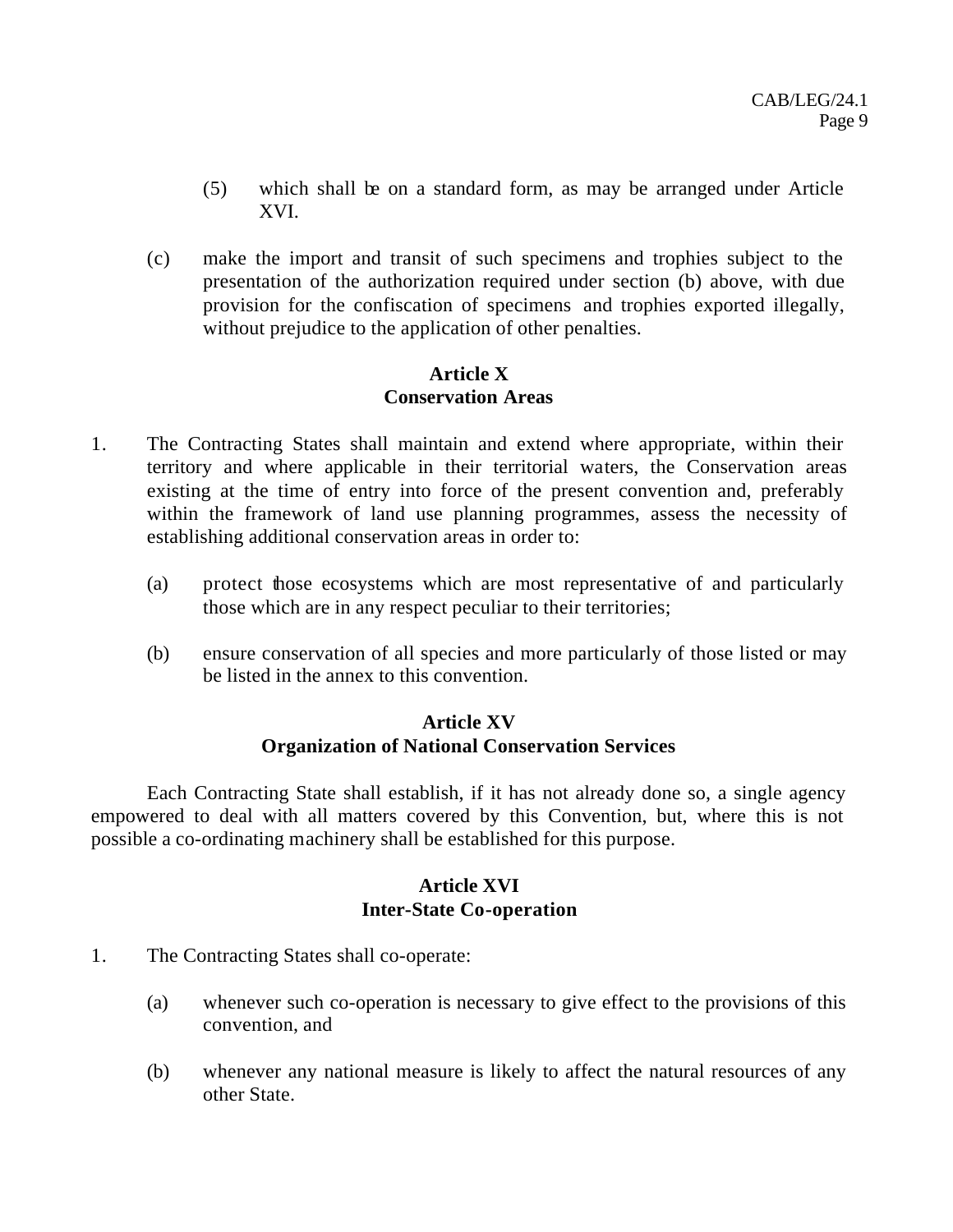(5) which shall be on a standard form, as may be arranged under Article XVI.

(c) make the import and transit of such specimens and trophies subject to the presentation of the authorization required under section (b) above, with due provision for the confiscation of specimens and trophies exported illegally, without prejudice to the application of other penalties.

**Article X**
**Conservation Areas**

1. The Contracting States shall maintain and extend where appropriate, within their territory and where applicable in their territorial waters, the Conservation areas existing at the time of entry into force of the present convention and, preferably within the framework of land use planning programmes, assess the necessity of establishing additional conservation areas in order to:

   (a) protect those ecosystems which are most representative of and particularly those which are in any respect peculiar to their territories;

   (b) ensure conservation of all species and more particularly of those listed or may be listed in the annex to this convention.

**Article XV**
**Organization of National Conservation Services**

Each Contracting State shall establish, if it has not already done so, a single agency empowered to deal with all matters covered by this Convention, but, where this is not possible a co-ordinating machinery shall be established for this purpose.

**Article XVI**
**Inter-State Co-operation**

1. The Contracting States shall co-operate:

   (a) whenever such co-operation is necessary to give effect to the provisions of this convention, and

   (b) whenever any national measure is likely to affect the natural resources of any other State.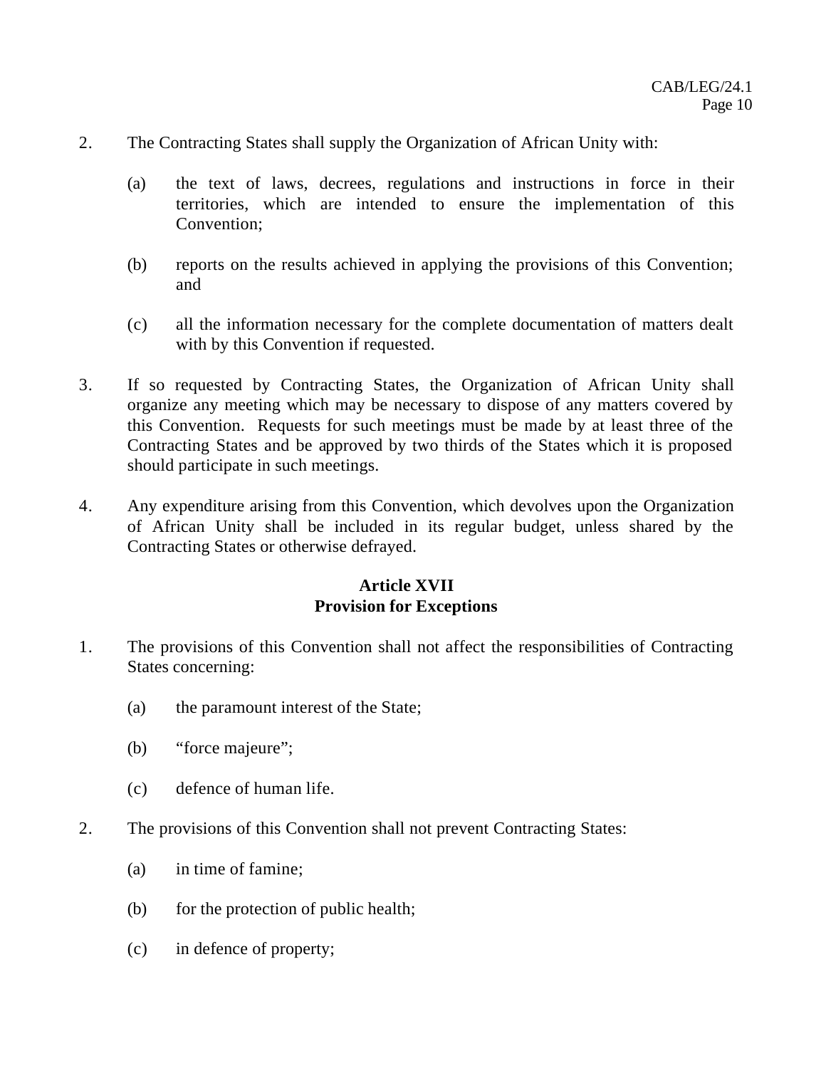2. The Contracting States shall supply the Organization of African Unity with:

   (a) the text of laws, decrees, regulations and instructions in force in their territories, which are intended to ensure the implementation of this Convention;

   (b) reports on the results achieved in applying the provisions of this Convention; and

   (c) all the information necessary for the complete documentation of matters dealt with by this Convention if requested.

3. If so requested by Contracting States, the Organization of African Unity shall organize any meeting which may be necessary to dispose of any matters covered by this Convention. Requests for such meetings must be made by at least three of the Contracting States and be approved by two thirds of the States which it is proposed should participate in such meetings.

4. Any expenditure arising from this Convention, which devolves upon the Organization of African Unity shall be included in its regular budget, unless shared by the Contracting States or otherwise defrayed.

**Article XVII**
**Provision for Exceptions**

1. The provisions of this Convention shall not affect the responsibilities of Contracting States concerning:

   (a) the paramount interest of the State;

   (b) "force majeure";

   (c) defence of human life.

2. The provisions of this Convention shall not prevent Contracting States:

   (a) in time of famine;

   (b) for the protection of public health;

   (c) in defence of property;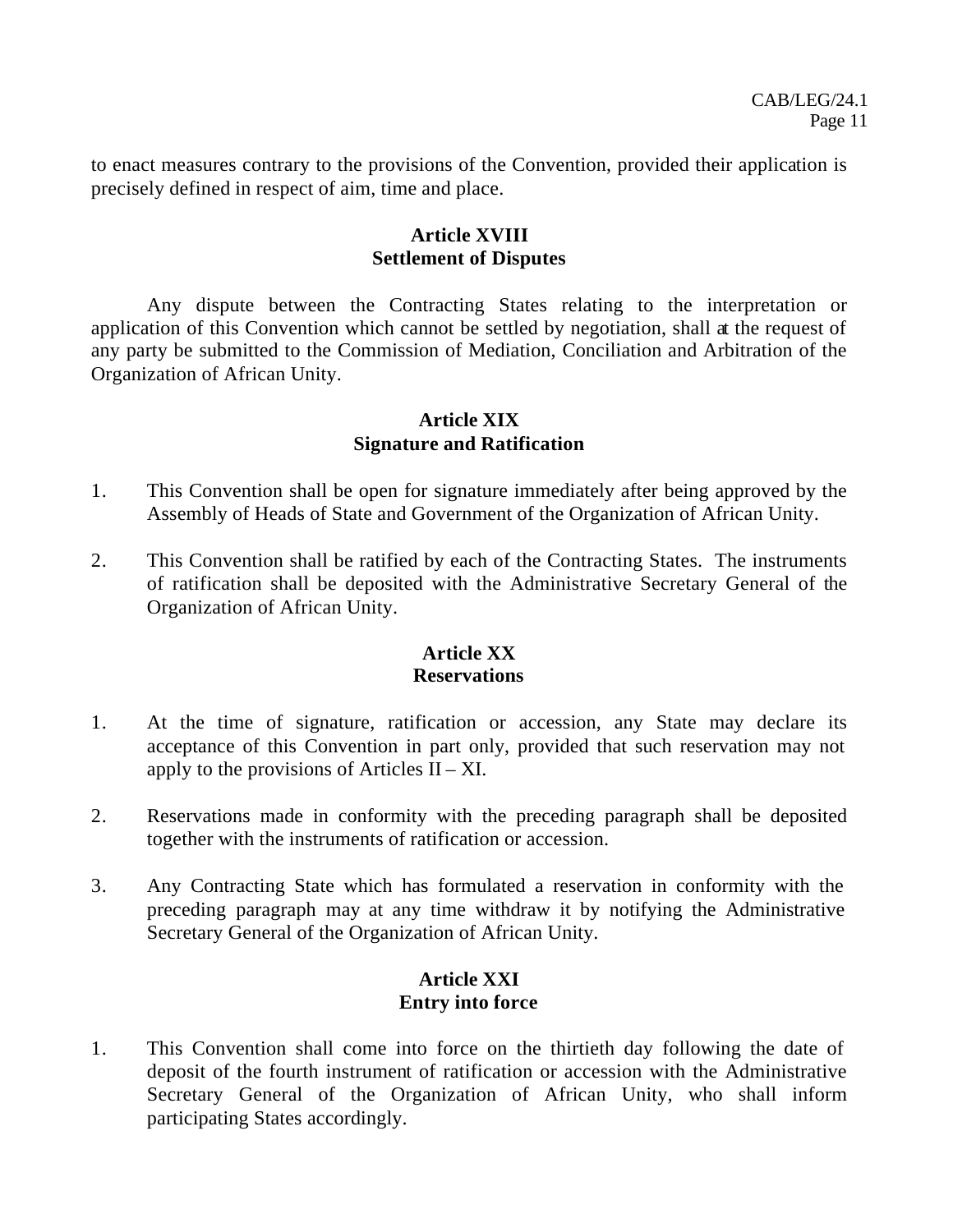to enact measures contrary to the provisions of the Convention, provided their application is precisely defined in respect of aim, time and place.

## Article XVIII
## Settlement of Disputes

Any dispute between the Contracting States relating to the interpretation or application of this Convention which cannot be settled by negotiation, shall at the request of any party be submitted to the Commission of Mediation, Conciliation and Arbitration of the Organization of African Unity.

## Article XIX
## Signature and Ratification

1. This Convention shall be open for signature immediately after being approved by the Assembly of Heads of State and Government of the Organization of African Unity.

2. This Convention shall be ratified by each of the Contracting States. The instruments of ratification shall be deposited with the Administrative Secretary General of the Organization of African Unity.

## Article XX
## Reservations

1. At the time of signature, ratification or accession, any State may declare its acceptance of this Convention in part only, provided that such reservation may not apply to the provisions of Articles II – XI.

2. Reservations made in conformity with the preceding paragraph shall be deposited together with the instruments of ratification or accession.

3. Any Contracting State which has formulated a reservation in conformity with the preceding paragraph may at any time withdraw it by notifying the Administrative Secretary General of the Organization of African Unity.

## Article XXI
## Entry into force

1. This Convention shall come into force on the thirtieth day following the date of deposit of the fourth instrument of ratification or accession with the Administrative Secretary General of the Organization of African Unity, who shall inform participating States accordingly.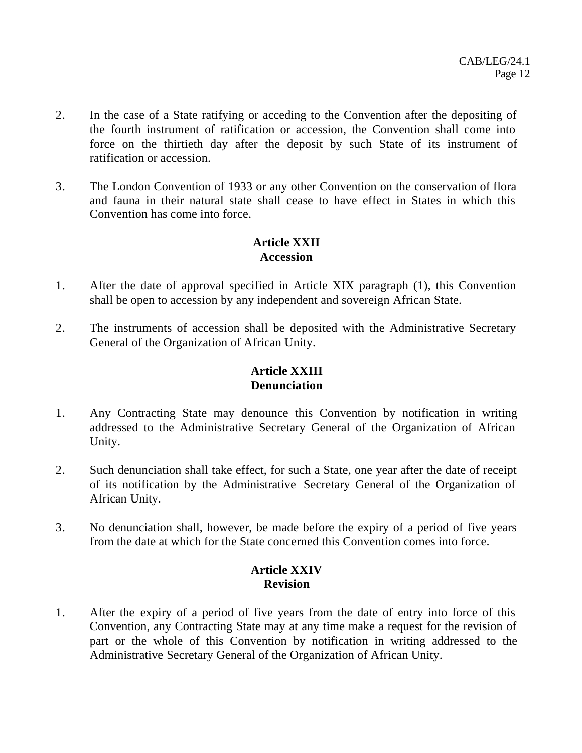2. In the case of a State ratifying or acceding to the Convention after the depositing of the fourth instrument of ratification or accession, the Convention shall come into force on the thirtieth day after the deposit by such State of its instrument of ratification or accession.

3. The London Convention of 1933 or any other Convention on the conservation of flora and fauna in their natural state shall cease to have effect in States in which this Convention has come into force.

**Article XXII**
**Accession**

1. After the date of approval specified in Article XIX paragraph (1), this Convention shall be open to accession by any independent and sovereign African State.

2. The instruments of accession shall be deposited with the Administrative Secretary General of the Organization of African Unity.

**Article XXIII**
**Denunciation**

1. Any Contracting State may denounce this Convention by notification in writing addressed to the Administrative Secretary General of the Organization of African Unity.

2. Such denunciation shall take effect, for such a State, one year after the date of receipt of its notification by the Administrative Secretary General of the Organization of African Unity.

3. No denunciation shall, however, be made before the expiry of a period of five years from the date at which for the State concerned this Convention comes into force.

**Article XXIV**
**Revision**

1. After the expiry of a period of five years from the date of entry into force of this Convention, any Contracting State may at any time make a request for the revision of part or the whole of this Convention by notification in writing addressed to the Administrative Secretary General of the Organization of African Unity.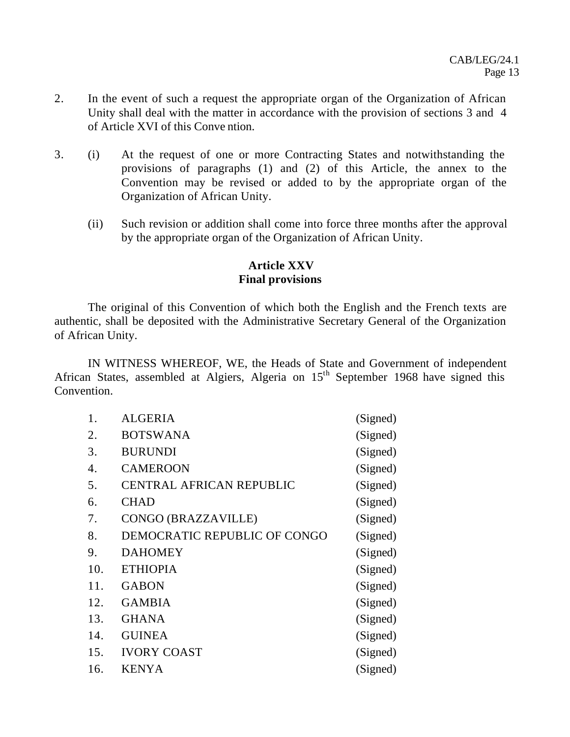2. In the event of such a request the appropriate organ of the Organization of African Unity shall deal with the matter in accordance with the provision of sections 3 and 4 of Article XVI of this Convention.

3. (i) At the request of one or more Contracting States and notwithstanding the provisions of paragraphs (1) and (2) of this Article, the annex to the Convention may be revised or added to by the appropriate organ of the Organization of African Unity.

   (ii) Such revision or addition shall come into force three months after the approval by the appropriate organ of the Organization of African Unity.

## Article XXV
## Final provisions

The original of this Convention of which both the English and the French texts are authentic, shall be deposited with the Administrative Secretary General of the Organization of African Unity.

IN WITNESS WHEREOF, WE, the Heads of State and Government of independent African States, assembled at Algiers, Algeria on 15th September 1968 have signed this Convention.

| | | |
|---|---|---|
| 1. | ALGERIA | (Signed) |
| 2. | BOTSWANA | (Signed) |
| 3. | BURUNDI | (Signed) |
| 4. | CAMEROON | (Signed) |
| 5. | CENTRAL AFRICAN REPUBLIC | (Signed) |
| 6. | CHAD | (Signed) |
| 7. | CONGO (BRAZZAVILLE) | (Signed) |
| 8. | DEMOCRATIC REPUBLIC OF CONGO | (Signed) |
| 9. | DAHOMEY | (Signed) |
| 10. | ETHIOPIA | (Signed) |
| 11. | GABON | (Signed) |
| 12. | GAMBIA | (Signed) |
| 13. | GHANA | (Signed) |
| 14. | GUINEA | (Signed) |
| 15. | IVORY COAST | (Signed) |
| 16. | KENYA | (Signed) |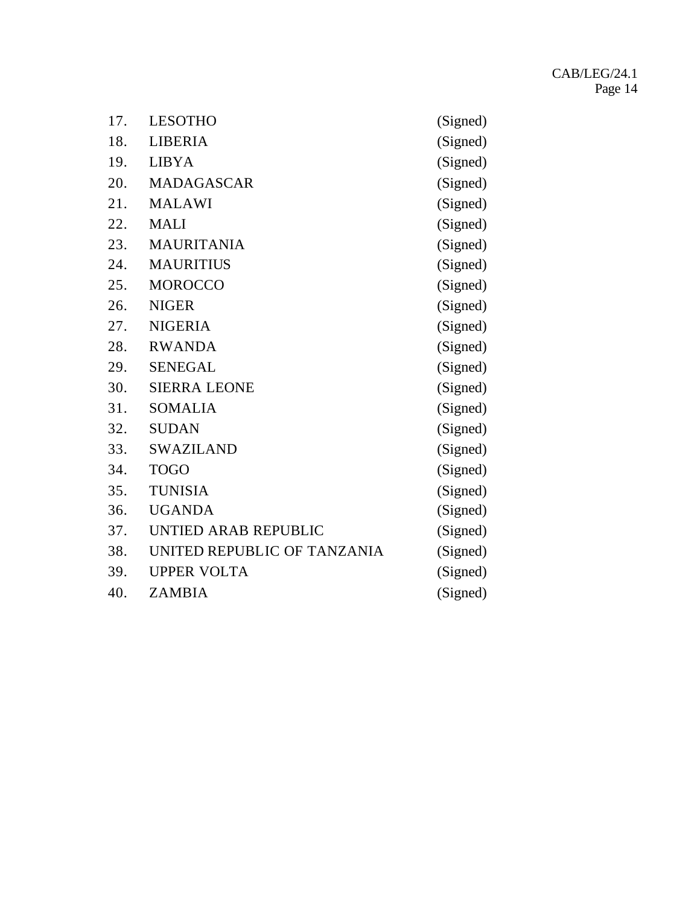| | | |
|---|---|---|
| 17. | LESOTHO | (Signed) |
| 18. | LIBERIA | (Signed) |
| 19. | LIBYA | (Signed) |
| 20. | MADAGASCAR | (Signed) |
| 21. | MALAWI | (Signed) |
| 22. | MALI | (Signed) |
| 23. | MAURITANIA | (Signed) |
| 24. | MAURITIUS | (Signed) |
| 25. | MOROCCO | (Signed) |
| 26. | NIGER | (Signed) |
| 27. | NIGERIA | (Signed) |
| 28. | RWANDA | (Signed) |
| 29. | SENEGAL | (Signed) |
| 30. | SIERRA LEONE | (Signed) |
| 31. | SOMALIA | (Signed) |
| 32. | SUDAN | (Signed) |
| 33. | SWAZILAND | (Signed) |
| 34. | TOGO | (Signed) |
| 35. | TUNISIA | (Signed) |
| 36. | UGANDA | (Signed) |
| 37. | UNTIED ARAB REPUBLIC | (Signed) |
| 38. | UNITED REPUBLIC OF TANZANIA | (Signed) |
| 39. | UPPER VOLTA | (Signed) |
| 40. | ZAMBIA | (Signed) |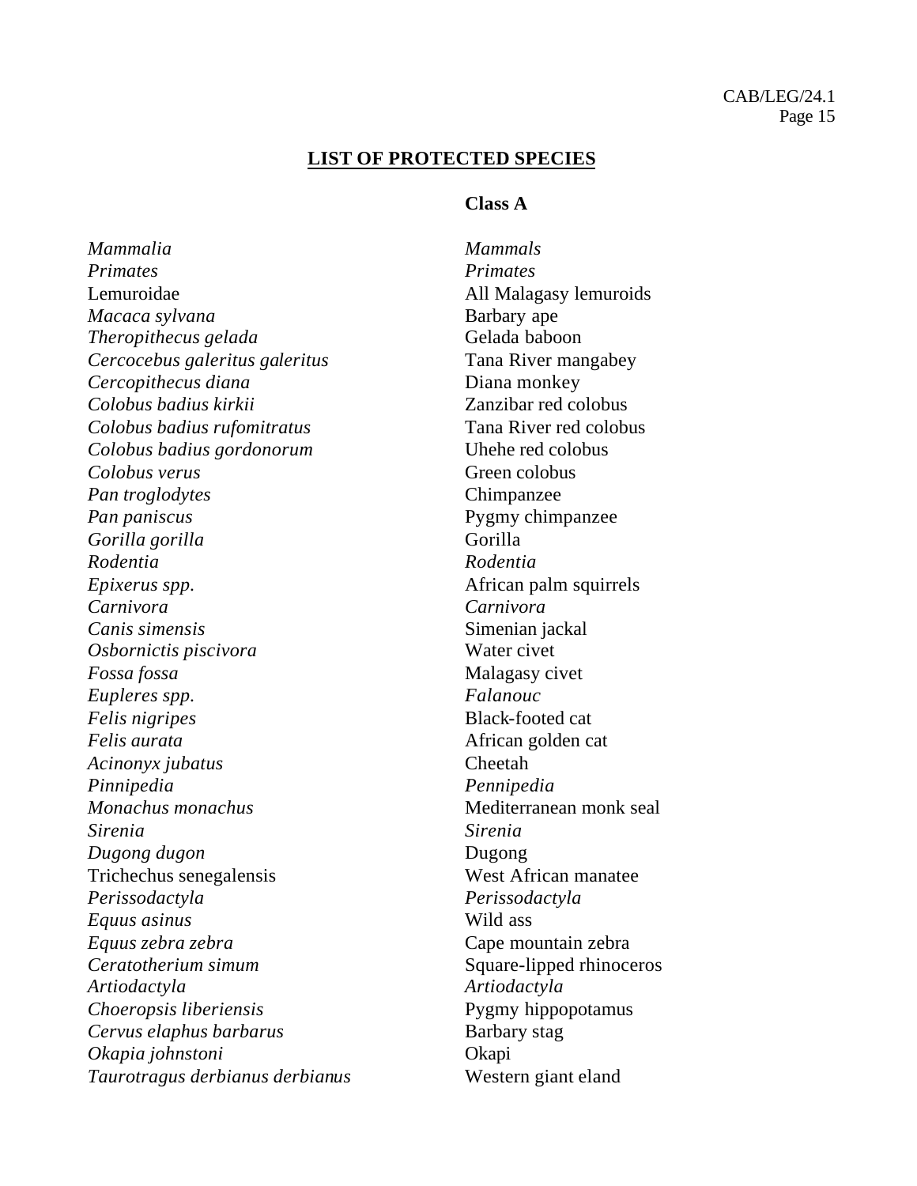## LIST OF PROTECTED SPECIES

### Class A

| | |
|---|---|
| *Mammalia* | *Mammals* |
| *Primates* | *Primates* |
| Lemuroidae | All Malagasy lemuroids |
| *Macaca sylvana* | Barbary ape |
| *Theropithecus gelada* | Gelada baboon |
| *Cercocebus galeritus galeritus* | Tana River mangabey |
| *Cercopithecus diana* | Diana monkey |
| *Colobus badius kirkii* | Zanzibar red colobus |
| *Colobus badius rufomitratus* | Tana River red colobus |
| *Colobus badius gordonorum* | Uhehe red colobus |
| *Colobus verus* | Green colobus |
| *Pan troglodytes* | Chimpanzee |
| *Pan paniscus* | Pygmy chimpanzee |
| *Gorilla gorilla* | Gorilla |
| *Rodentia* | *Rodentia* |
| *Epixerus spp.* | African palm squirrels |
| *Carnivora* | *Carnivora* |
| *Canis simensis* | Simenian jackal |
| *Osbornictis piscivora* | Water civet |
| *Fossa fossa* | Malagasy civet |
| *Eupleres spp.* | *Falanouc* |
| *Felis nigripes* | Black-footed cat |
| *Felis aurata* | African golden cat |
| *Acinonyx jubatus* | Cheetah |
| *Pinnipedia* | *Pennipedia* |
| *Monachus monachus* | Mediterranean monk seal |
| *Sirenia* | *Sirenia* |
| *Dugong dugon* | Dugong |
| Trichechus senegalensis | West African manatee |
| *Perissodactyla* | *Perissodactyla* |
| *Equus asinus* | Wild ass |
| *Equus zebra zebra* | Cape mountain zebra |
| *Ceratotherium simum* | Square-lipped rhinoceros |
| *Artiodactyla* | *Artiodactyla* |
| *Choeropsis liberiensis* | Pygmy hippopotamus |
| *Cervus elaphus barbarus* | Barbary stag |
| *Okapia johnstoni* | Okapi |
| *Taurotragus derbianus derbianus* | Western giant eland |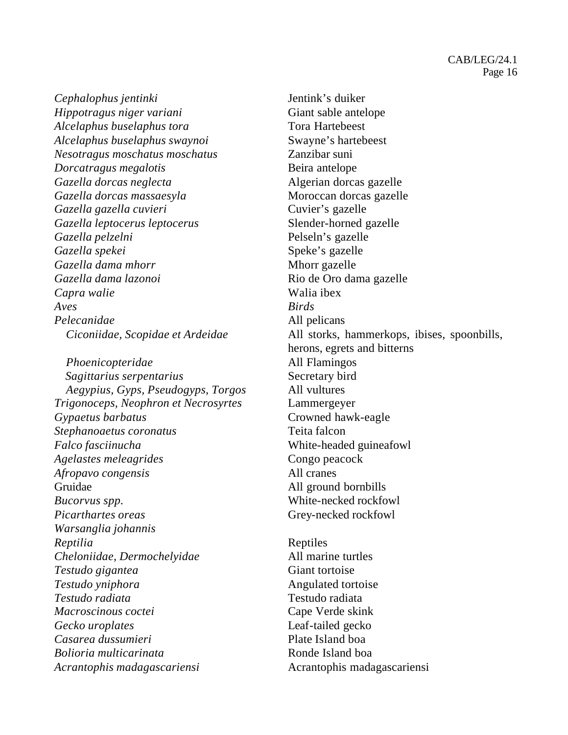| | |
|---|---|
| *Cephalophus jentinki* | Jentink's duiker |
| *Hippotragus niger variani* | Giant sable antelope |
| *Alcelaphus buselaphus tora* | Tora Hartebeest |
| *Alcelaphus buselaphus swaynoi* | Swayne's hartebeest |
| *Nesotragus moschatus moschatus* | Zanzibar suni |
| *Dorcatragus megalotis* | Beira antelope |
| *Gazella dorcas neglecta* | Algerian dorcas gazelle |
| *Gazella dorcas massaesyla* | Moroccan dorcas gazelle |
| *Gazella gazella cuvieri* | Cuvier's gazelle |
| *Gazella leptocerus leptocerus* | Slender-horned gazelle |
| *Gazella pelzelni* | Pelseln's gazelle |
| *Gazella spekei* | Speke's gazelle |
| *Gazella dama mhorr* | Mhorr gazelle |
| *Gazella dama lazonoi* | Rio de Oro dama gazelle |
| *Capra walie* | Walia ibex |
| *Aves* | *Birds* |
| *Pelecanidae* | All pelicans |
| *Ciconiidae, Scopidae et Ardeidae* | All storks, hammerkops, ibises, spoonbills, herons, egrets and bitterns |
| *Phoenicopteridae* | All Flamingos |
| *Sagittarius serpentarius* | Secretary bird |
| *Aegypius, Gyps, Pseudogyps, Torgos* | All vultures |
| *Trigonoceps, Neophron et Necrosyrtes* | Lammergeyer |
| *Gypaetus barbatus* | Crowned hawk-eagle |
| *Stephanoaetus coronatus* | Teita falcon |
| *Falco fasciinucha* | White-headed guineafowl |
| *Agelastes meleagrides* | Congo peacock |
| *Afropavo congensis* | All cranes |
| Gruidae | All ground bornbills |
| *Bucorvus spp.* | White-necked rockfowl |
| *Picarthartes oreas* | Grey-necked rockfowl |
| *Warsanglia johannis* | |
| *Reptilia* | Reptiles |
| *Cheloniidae, Dermochelyidae* | All marine turtles |
| *Testudo gigantea* | Giant tortoise |
| *Testudo yniphora* | Angulated tortoise |
| *Testudo radiata* | Testudo radiata |
| *Macroscinous coctei* | Cape Verde skink |
| *Gecko uroplates* | Leaf-tailed gecko |
| *Casarea dussumieri* | Plate Island boa |
| *Bolioria multicarinata* | Ronde Island boa |
| *Acrantophis madagascariensi* | Acrantophis madagascariensi |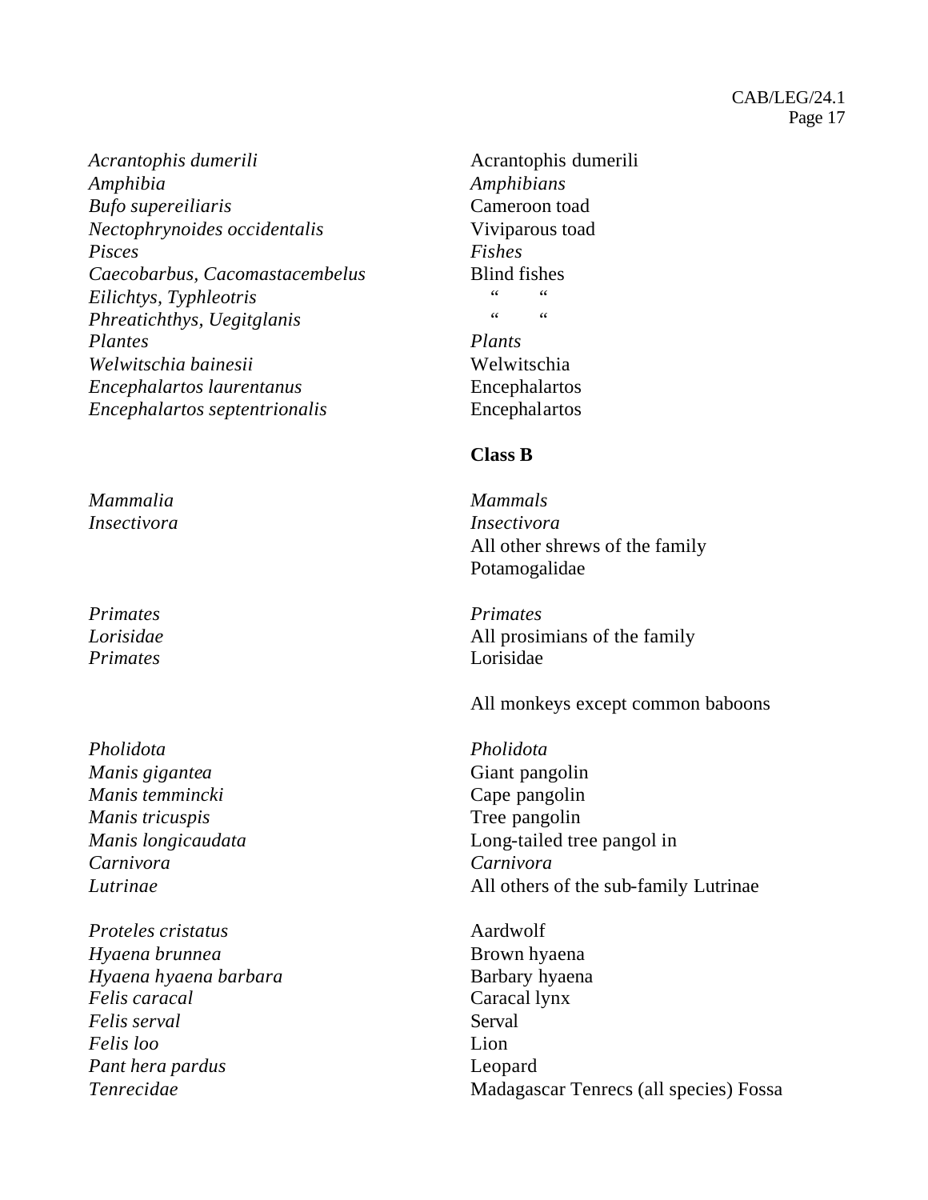| | |
|---|---|
| *Acrantophis dumerili* | Acrantophis dumerili |
| *Amphibia* | *Amphibians* |
| *Bufo supereiliaris* | Cameroon toad |
| *Nectophrynoides occidentalis* | Viviparous toad |
| *Pisces* | *Fishes* |
| *Caecobarbus, Cacomastacembelus* | Blind fishes |
| *Eilichtys, Typhleotris* | " " |
| *Phreatichthys, Uegitglanis* | " " |
| *Plantes* | *Plants* |
| *Welwitschia bainesii* | Welwitschia |
| *Encephalartos laurentanus* | Encephalartos |
| *Encephalartos septentrionalis* | Encephalartos |

**Class B**

| | |
|---|---|
| *Mammalia* | *Mammals* |
| *Insectivora* | *Insectivora* |
| | All other shrews of the family Potamogalidae |
| *Primates* | *Primates* |
| *Lorisidae* | All prosimians of the family Lorisidae |
| *Primates* | All monkeys except common baboons |
| *Pholidota* | *Pholidota* |
| *Manis gigantea* | Giant pangolin |
| *Manis temmincki* | Cape pangolin |
| *Manis tricuspis* | Tree pangolin |
| *Manis longicaudata* | Long-tailed tree pangol in |
| *Carnivora* | *Carnivora* |
| *Lutrinae* | All others of the sub-family Lutrinae |
| *Proteles cristatus* | Aardwolf |
| *Hyaena brunnea* | Brown hyaena |
| *Hyaena hyaena barbara* | Barbary hyaena |
| *Felis caracal* | Caracal lynx |
| *Felis serval* | Serval |
| *Felis loo* | Lion |
| *Pant hera pardus* | Leopard |
| *Tenrecidae* | Madagascar Tenrecs (all species) Fossa |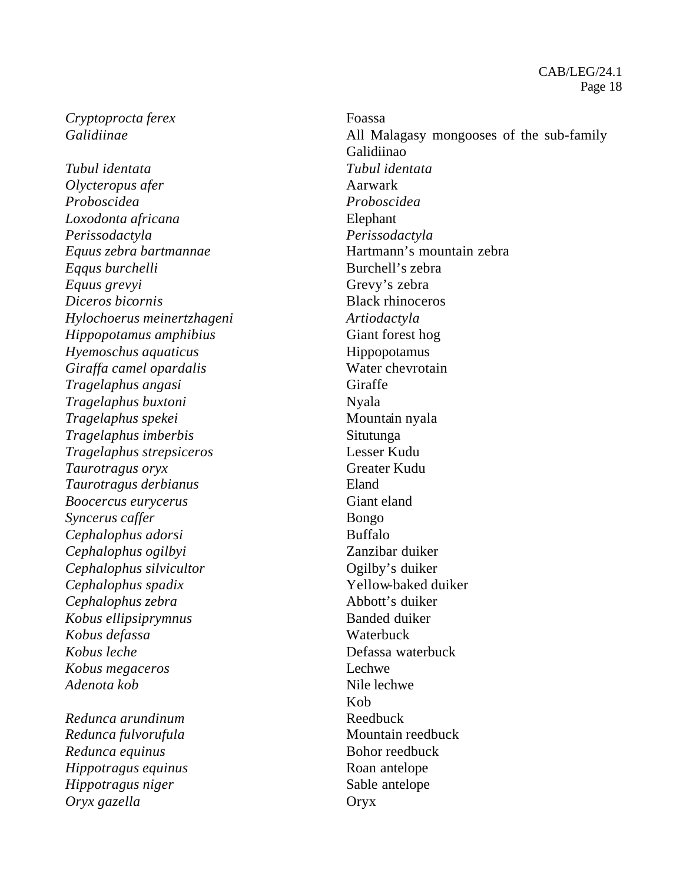| | |
|---|---|
| *Cryptoprocta ferex* | Foassa |
| *Galidiinae* | All Malagasy mongooses of the sub-family Galidiinao |
| *Tubul identata* | *Tubul identata* |
| *Olycteropus afer* | Aarwark |
| *Proboscidea* | *Proboscidea* |
| *Loxodonta africana* | Elephant |
| *Perissodactyla* | *Perissodactyla* |
| *Equus zebra bartmannae* | Hartmann's mountain zebra |
| *Eqqus burchelli* | Burchell's zebra |
| *Equus grevyi* | Grevy's zebra |
| *Diceros bicornis* | Black rhinoceros |
| *Hylochoerus meinertzhageni* | *Artiodactyla* |
| *Hippopotamus amphibius* | Giant forest hog |
| *Hyemoschus aquaticus* | Hippopotamus |
| *Giraffa camel opardalis* | Water chevrotain |
| *Tragelaphus angasi* | Giraffe |
| *Tragelaphus buxtoni* | Nyala |
| *Tragelaphus spekei* | Mountain nyala |
| *Tragelaphus imberbis* | Situtunga |
| *Tragelaphus strepsiceros* | Lesser Kudu |
| *Taurotragus oryx* | Greater Kudu |
| *Taurotragus derbianus* | Eland |
| *Boocercus eurycerus* | Giant eland |
| *Syncerus caffer* | Bongo |
| *Cephalophus adorsi* | Buffalo |
| *Cephalophus ogilbyi* | Zanzibar duiker |
| *Cephalophus silvicultor* | Ogilby's duiker |
| *Cephalophus spadix* | Yellow-baked duiker |
| *Cephalophus zebra* | Abbott's duiker |
| *Kobus ellipsiprymnus* | Banded duiker |
| *Kobus defassa* | Waterbuck |
| *Kobus leche* | Defassa waterbuck |
| *Kobus megaceros* | Lechwe |
| *Adenota kob* | Nile lechwe |
| | Kob |
| *Redunca arundinum* | Reedbuck |
| *Redunca fulvorufula* | Mountain reedbuck |
| *Redunca equinus* | Bohor reedbuck |
| *Hippotragus equinus* | Roan antelope |
| *Hippotragus niger* | Sable antelope |
| *Oryx gazella* | Oryx |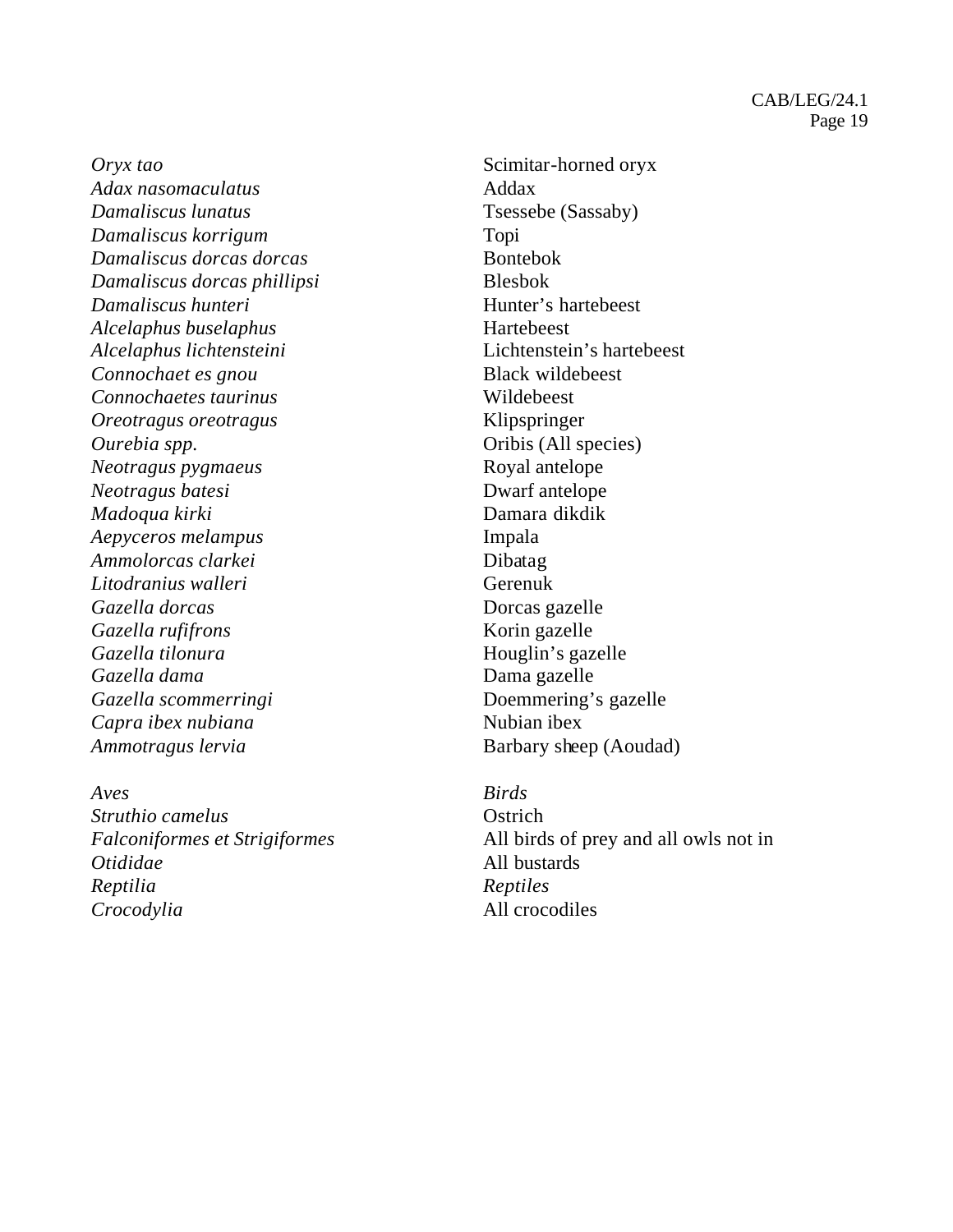| | |
|---|---|
| *Oryx tao* | Scimitar-horned oryx |
| *Adax nasomaculatus* | Addax |
| *Damaliscus lunatus* | Tsessebe (Sassaby) |
| *Damaliscus korrigum* | Topi |
| *Damaliscus dorcas dorcas* | Bontebok |
| *Damaliscus dorcas phillipsi* | Blesbok |
| *Damaliscus hunteri* | Hunter's hartebeest |
| *Alcelaphus buselaphus* | Hartebeest |
| *Alcelaphus lichtensteini* | Lichtenstein's hartebeest |
| *Connochaet es gnou* | Black wildebeest |
| *Connochaetes taurinus* | Wildebeest |
| *Oreotragus oreotragus* | Klipspringer |
| *Ourebia spp.* | Oribis (All species) |
| *Neotragus pygmaeus* | Royal antelope |
| *Neotragus batesi* | Dwarf antelope |
| *Madoqua kirki* | Damara dikdik |
| *Aepyceros melampus* | Impala |
| *Ammolorcas clarkei* | Dibatag |
| *Litodranius walleri* | Gerenuk |
| *Gazella dorcas* | Dorcas gazelle |
| *Gazella rufifrons* | Korin gazelle |
| *Gazella tilonura* | Houglin's gazelle |
| *Gazella dama* | Dama gazelle |
| *Gazella scommerringi* | Doemmering's gazelle |
| *Capra ibex nubiana* | Nubian ibex |
| *Ammotragus lervia* | Barbary sheep (Aoudad) |
| | |
| *Aves* | *Birds* |
| *Struthio camelus* | Ostrich |
| *Falconiformes et Strigiformes* | All birds of prey and all owls not in |
| *Otididae* | All bustards |
| *Reptilia* | *Reptiles* |
| *Crocodylia* | All crocodiles |